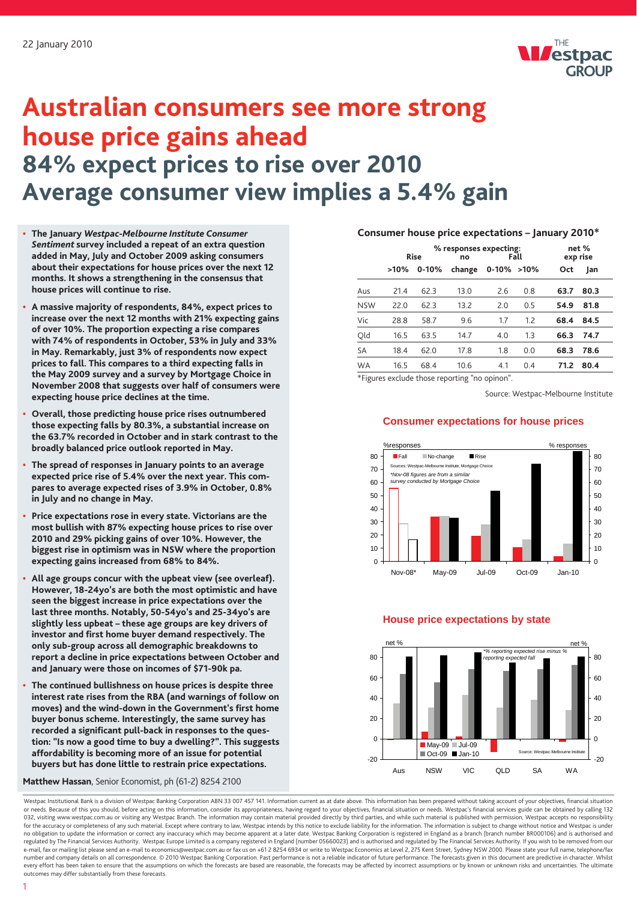22 January 2010

# Australian consumers see more strong house price gains ahead

## 84% expect prices to rise over 2010
## Average consumer view implies a 5.4% gain

- **The January *Westpac-Melbourne Institute Consumer Sentiment* survey included a repeat of an extra question added in May, July and October 2009 asking consumers about their expectations for house prices over the next 12 months. It shows a strengthening in the consensus that house prices will continue to rise.**
- **A massive majority of respondents, 84%, expect prices to increase over the next 12 months with 21% expecting gains of over 10%. The proportion expecting a rise compares with 74% of respondents in October, 53% in July and 33% in May. Remarkably, just 3% of respondents now expect prices to fall. This compares to a third expecting falls in the May 2009 survey and a survey by Mortgage Choice in November 2008 that suggests over half of consumers were expecting house price declines at the time.**
- **Overall, those predicting house price rises outnumbered those expecting falls by 80.3%, a substantial increase on the 63.7% recorded in October and in stark contrast to the broadly balanced price outlook reported in May.**
- **The spread of responses in January points to an average expected price rise of 5.4% over the next year. This compares to average expected rises of 3.9% in October, 0.8% in July and no change in May.**
- **Price expectations rose in every state. Victorians are the most bullish with 87% expecting house prices to rise over 2010 and 29% picking gains of over 10%. However, the biggest rise in optimism was in NSW where the proportion expecting gains increased from 68% to 84%.**
- **All age groups concur with the upbeat view (see overleaf). However, 18-24yo's are both the most optimistic and have seen the biggest increase in price expectations over the last three months. Notably, 50-54yo's and 25-34yo's are slightly less upbeat – these age groups are key drivers of investor and first home buyer demand respectively. The only sub-group across all demographic breakdowns to report a decline in price expectations between October and and January were those on incomes of $71-90k pa.**
- **The continued bullishness on house prices is despite three interest rate rises from the RBA (and warnings of follow on moves) and the wind-down in the Government's first home buyer bonus scheme. Interestingly, the same survey has recorded a significant pull-back in responses to the question: "Is now a good time to buy a dwelling?". This suggests affordability is becoming more of an issue for potential buyers but has done little to restrain price expectations.**

**Matthew Hassan**, Senior Economist, ph (61-2) 8254 2100

**Consumer house price expectations – January 2010***

| | % responses expecting: | | | | | net % exp rise | |
|---|---|---|---|---|---|---|---|
| | Rise | | no | Fall | | | |
| | >10% | 0-10% | change | 0-10% | >10% | Oct | Jan |
| Aus | 21.4 | 62.3 | 13.0 | 2.6 | 0.8 | **63.7** | **80.3** |
| NSW | 22.0 | 62.3 | 13.2 | 2.0 | 0.5 | **54.9** | **81.8** |
| Vic | 28.8 | 58.7 | 9.6 | 1.7 | 1.2 | **68.4** | **84.5** |
| Qld | 16.5 | 63.5 | 14.7 | 4.0 | 1.3 | **66.3** | **74.7** |
| SA | 18.4 | 62.0 | 17.8 | 1.8 | 0.0 | **68.3** | **78.6** |
| WA | 16.5 | 68.4 | 10.6 | 4.1 | 0.4 | **71.2** | **80.4** |

*Figures exclude those reporting "no opinon".

Source: Westpac-Melbourne Institute

**Consumer expectations for house prices**

%responses
% responses
Fall
No-change
Rise
Sources: Westpac-Melbourne Institute, Mortgage Choice
*Nov-08 figures are from a similar survey conducted by Mortgage Choice
0 10 20 30 40 50 60 70 80
Nov-08* May-09 Jul-09 Oct-09 Jan-10

**House price expectations by state**

net %
net %
*% reporting expected rise minus % reporting expected fall
May-09 Jul-09 Oct-09 Jan-10
Source: Westpac-Melbourne Institute
-20 0 20 40 60 80
Aus NSW VIC QLD SA WA

Westpac Institutional Bank is a division of Westpac Banking Corporation ABN 33 007 457 141. Information current as at date above. This information has been prepared without taking account of your objectives, financial situation or needs. Because of this you should, before acting on this information, consider its appropriateness, having regard to your objectives, financial situation or needs. Westpac's financial services guide can be obtained by calling 132 032, visiting www.westpac.com.au or visiting any Westpac Branch. The information may contain material provided directly by third parties, and while such material is published with permission, Westpac accepts no responsibility for the accuracy or completeness of any such material. Except where contrary to law, Westpac intends by this notice to exclude liability for the information. The information is subject to change without notice and Westpac is under no obligation to update the information or correct any inaccuracy which may become apparent at a later date. Westpac Banking Corporation is registered in England as a branch (branch number BR000106) and is authorised and regulated by The Financial Services Authority. Westpac Europe Limited is a company registered in England (number 05660023) and is authorised and regulated by The Financial Services Authority. If you wish to be removed from our e-mail, fax or mailing list please send an e-mail to economics@westpac.com.au or fax us on +61 2 8254 6934 or write to Westpac Economics at Level 2, 275 Kent Street, Sydney NSW 2000. Please state your full name, telephone/fax number and company details on all correspondence. © 2010 Westpac Banking Corporation. Past performance is not a reliable indicator of future performance. The forecasts given in this document are predictive in character. Whilst every effort has been taken to ensure that the assumptions on which the forecasts are based are reasonable, the forecasts may be affected by incorrect assumptions or by known or unknown risks and uncertainties. The ultimate outcomes may differ substantially from these forecasts.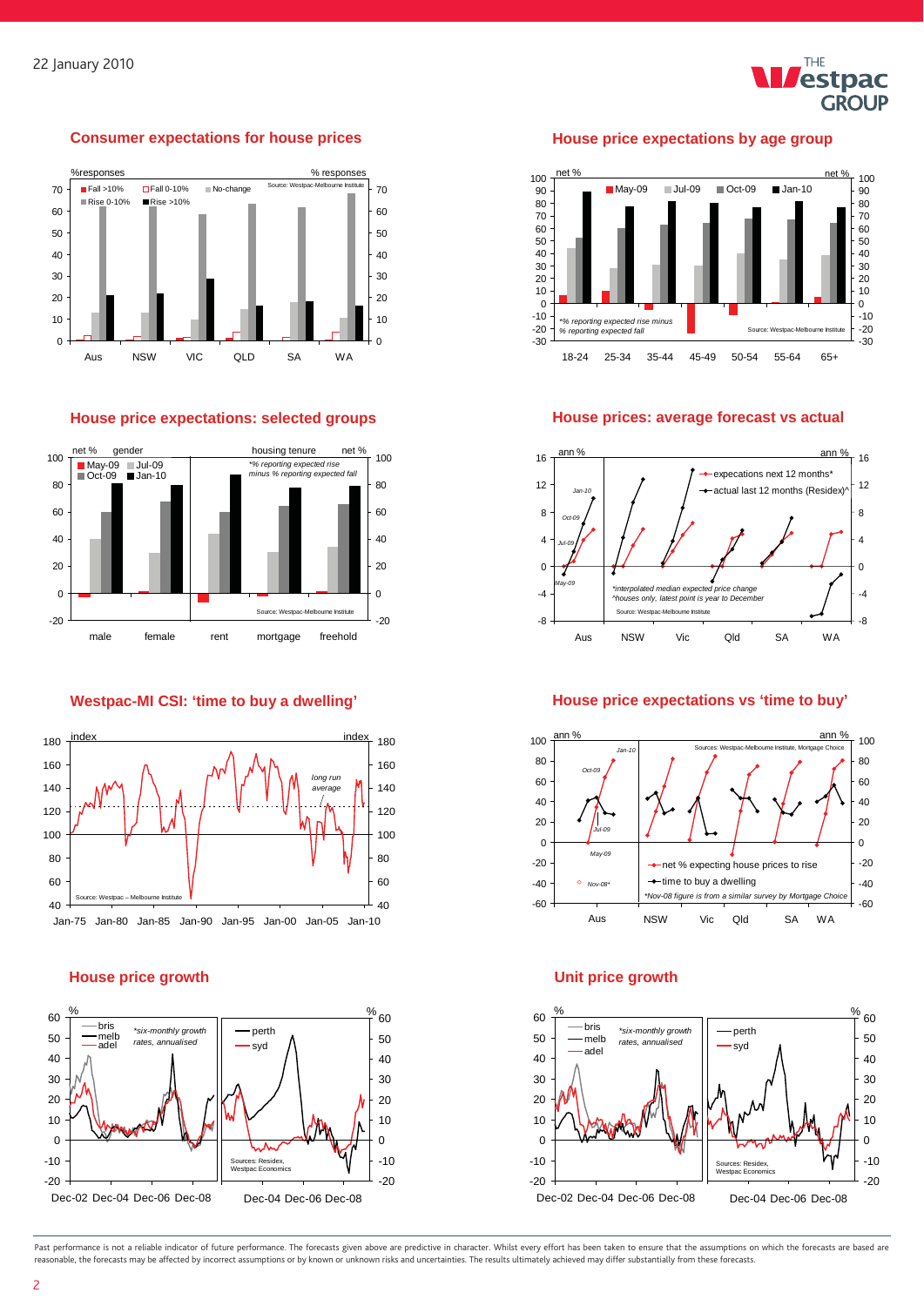## Consumer expectations for house prices

%responses

% responses

Fall >10%

Fall 0-10%

No-change

Rise 0-10%

Rise >10%

Source: Westpac-Melbourne Institute

70 60 50 40 30 20 10 0

Aus NSW VIC QLD SA WA

## House price expectations by age group

net %

net %

May-09 Jul-09 Oct-09 Jan-10

*% reporting expected rise minus % reporting expected fall

Source: Westpac-Melbourne Institute

100 90 80 70 60 50 40 30 20 10 0 -10 -20 -30

18-24 25-34 35-44 45-49 50-54 55-64 65+

## House price expectations: selected groups

net %

gender

housing tenure

net %

May-09 Jul-09 Oct-09 Jan-10

*% reporting expected rise minus % reporting expected fall

Source: Westpac-Melbourne Institute

100 80 60 40 20 0 -20

male female rent mortgage freehold

## House prices: average forecast vs actual

ann %

ann %

expecations next 12 months*

actual last 12 months (Residex)^

Jan-10 Oct-09 Jul-09 May-09

*interpolated median expected price change

^houses only, latest point is year to December

Source: Westpac-Melbourne Institute

16 12 8 4 0 -4 -8

Aus NSW Vic Qld SA WA

## Westpac-MI CSI: 'time to buy a dwelling'

index

index

long run average

Source: Westpac – Melbourne Institute

180 160 140 120 100 80 60 40

Jan-75 Jan-80 Jan-85 Jan-90 Jan-95 Jan-00 Jan-05 Jan-10

## House price expectations vs 'time to buy'

ann %

ann %

Sources: Westpac-Melbourne Institute, Mortgage Choice

Jan-10 Oct-09 Jul-09 May-09 Nov-08*

net % expecting house prices to rise

time to buy a dwelling

*Nov-08 figure is from a similar survey by Mortgage Choice

100 80 60 40 20 0 -20 -40 -60

Aus NSW Vic Qld SA WA

## House price growth

%

%

bris melb adel

*six-monthly growth rates, annualised

perth syd

Sources: Residex, Westpac Economics

60 50 40 30 20 10 0 -10 -20

Dec-02 Dec-04 Dec-06 Dec-08

Dec-04 Dec-06 Dec-08

## Unit price growth

%

%

bris melb adel

*six-monthly growth rates, annualised

perth syd

Sources: Residex, Westpac Economics

60 50 40 30 20 10 0 -10 -20

Dec-02 Dec-04 Dec-06 Dec-08

Dec-04 Dec-06 Dec-08

Past performance is not a reliable indicator of future performance. The forecasts given above are predictive in character. Whilst every effort has been taken to ensure that the assumptions on which the forecasts are based are reasonable, the forecasts may be affected by incorrect assumptions or by known or unknown risks and uncertainties. The results ultimately achieved may differ substantially from these forecasts.